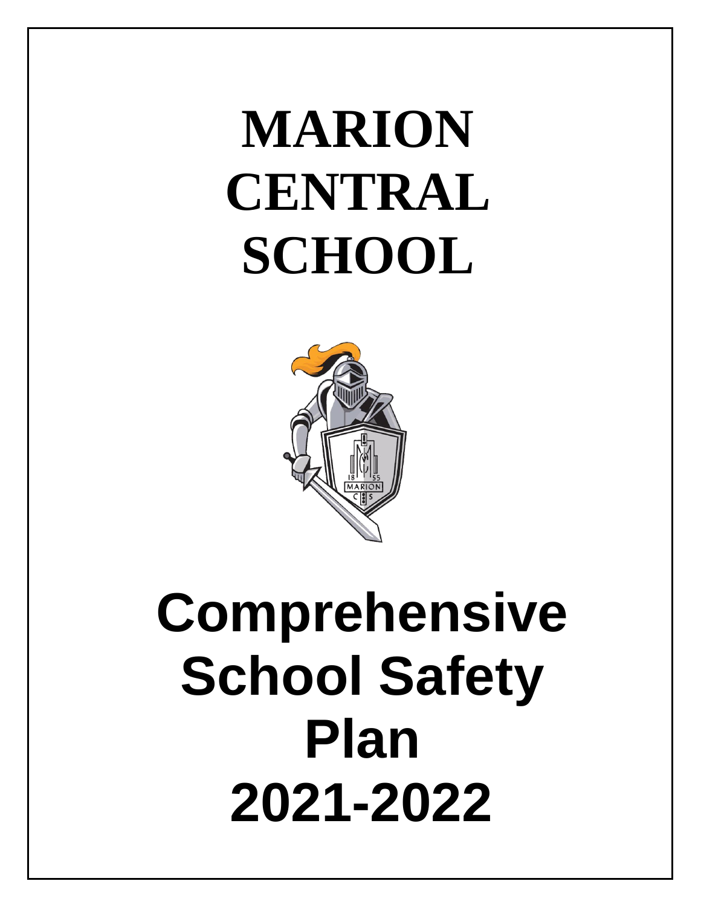# MARION CENTRAL SCHOOL

# Comprehensive School Safety Plan 2021-2022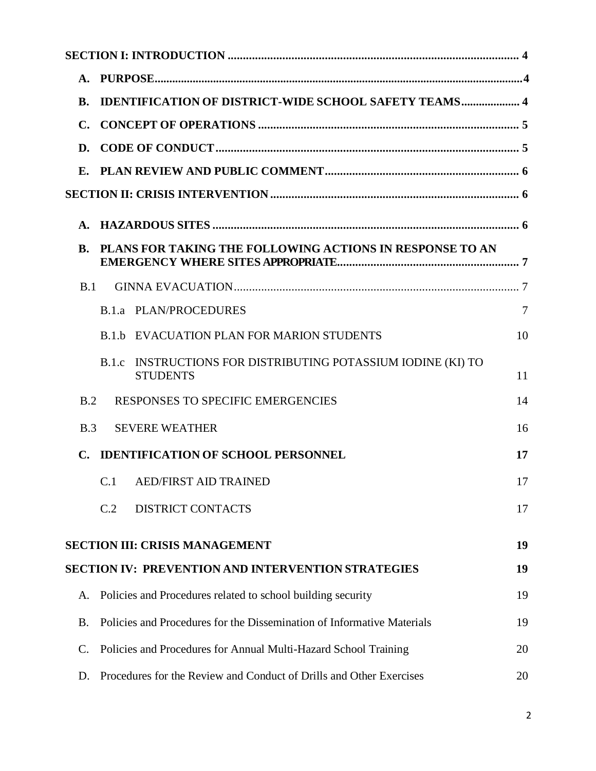**SECTION I: INTRODUCTION** ........................................................................................ 4

**A. PURPOSE** ........................................................................................................... 4

**B. IDENTIFICATION OF DISTRICT-WIDE SCHOOL SAFETY TEAMS** ................... 4

**C. CONCEPT OF OPERATIONS** ................................................................................ 5

**D. CODE OF CONDUCT** ........................................................................................ 5

**E. PLAN REVIEW AND PUBLIC COMMENT** .......................................................... 6

**SECTION II: CRISIS INTERVENTION** ....................................................................... 6

**A. HAZARDOUS SITES** .......................................................................................... 6

**B. PLANS FOR TAKING THE FOLLOWING ACTIONS IN RESPONSE TO AN EMERGENCY WHERE SITES APPROPRIATE** ................................................................. 7

B.1 GINNA EVACUATION ............................................................................................ 7

B.1.a PLAN/PROCEDURES 7

B.1.b EVACUATION PLAN FOR MARION STUDENTS 10

B.1.c INSTRUCTIONS FOR DISTRIBUTING POTASSIUM IODINE (KI) TO STUDENTS 11

B.2 RESPONSES TO SPECIFIC EMERGENCIES 14

B.3 SEVERE WEATHER 16

**C. IDENTIFICATION OF SCHOOL PERSONNEL 17**

C.1 AED/FIRST AID TRAINED 17

C.2 DISTRICT CONTACTS 17

**SECTION III: CRISIS MANAGEMENT 19**

**SECTION IV: PREVENTION AND INTERVENTION STRATEGIES 19**

A. Policies and Procedures related to school building security 19

B. Policies and Procedures for the Dissemination of Informative Materials 19

C. Policies and Procedures for Annual Multi-Hazard School Training 20

D. Procedures for the Review and Conduct of Drills and Other Exercises 20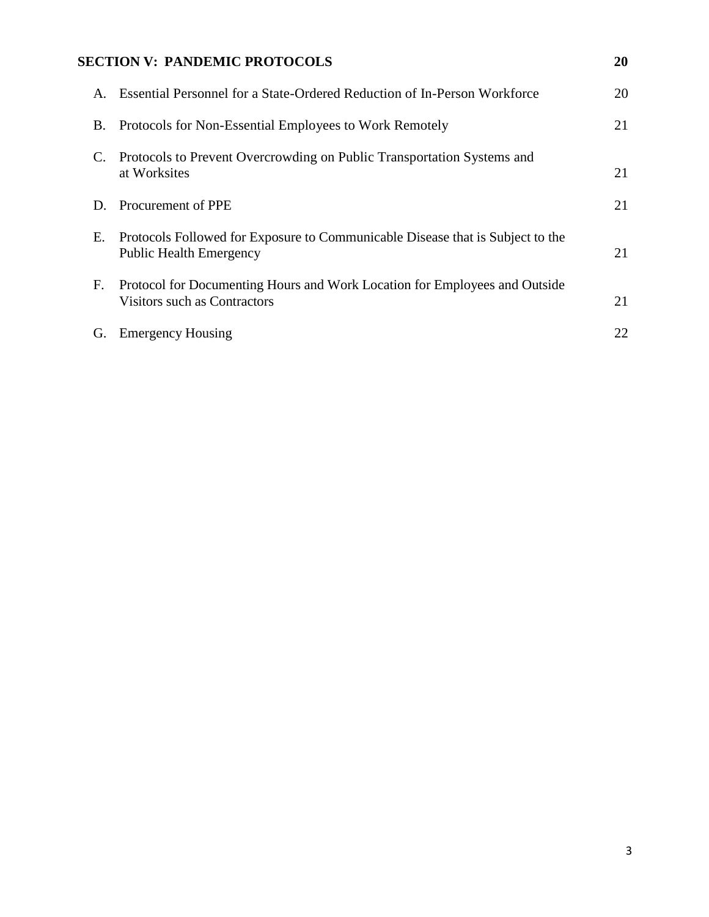| **SECTION V: PANDEMIC PROTOCOLS** | | **20** |
|---|---|---|
| A. | Essential Personnel for a State-Ordered Reduction of In-Person Workforce | 20 |
| B. | Protocols for Non-Essential Employees to Work Remotely | 21 |
| C. | Protocols to Prevent Overcrowding on Public Transportation Systems and at Worksites | 21 |
| D. | Procurement of PPE | 21 |
| E. | Protocols Followed for Exposure to Communicable Disease that is Subject to the Public Health Emergency | 21 |
| F. | Protocol for Documenting Hours and Work Location for Employees and Outside Visitors such as Contractors | 21 |
| G. | Emergency Housing | 22 |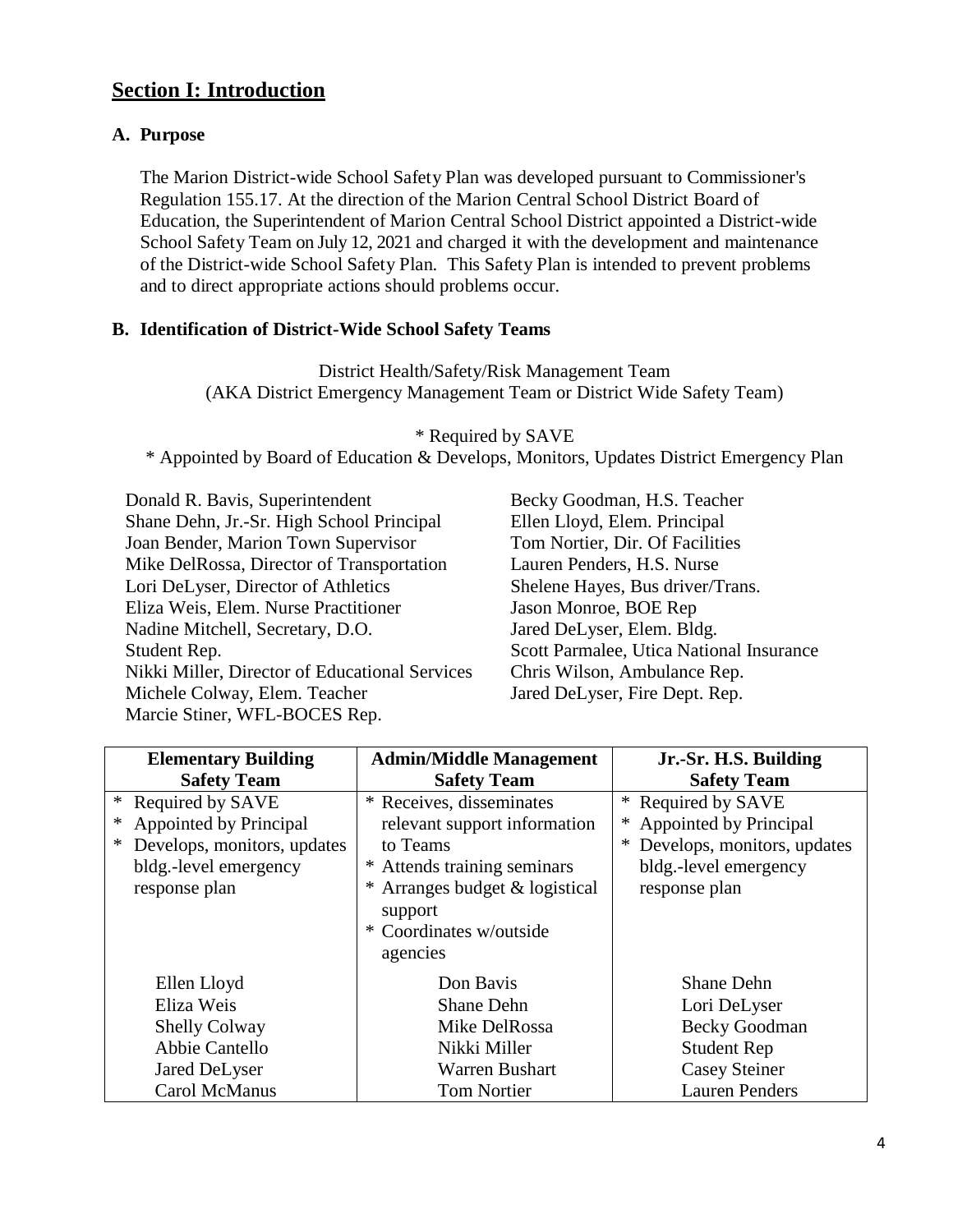## Section I: Introduction

### A. Purpose

The Marion District-wide School Safety Plan was developed pursuant to Commissioner's Regulation 155.17. At the direction of the Marion Central School District Board of Education, the Superintendent of Marion Central School District appointed a District-wide School Safety Team on July 12, 2021 and charged it with the development and maintenance of the District-wide School Safety Plan. This Safety Plan is intended to prevent problems and to direct appropriate actions should problems occur.

### B. Identification of District-Wide School Safety Teams

District Health/Safety/Risk Management Team
(AKA District Emergency Management Team or District Wide Safety Team)

* Required by SAVE
* Appointed by Board of Education & Develops, Monitors, Updates District Emergency Plan

Donald R. Bavis, Superintendent
Shane Dehn, Jr.-Sr. High School Principal
Joan Bender, Marion Town Supervisor
Mike DelRossa, Director of Transportation
Lori DeLyser, Director of Athletics
Eliza Weis, Elem. Nurse Practitioner
Nadine Mitchell, Secretary, D.O.
Student Rep.
Nikki Miller, Director of Educational Services
Michele Colway, Elem. Teacher
Marcie Stiner, WFL-BOCES Rep.
Becky Goodman, H.S. Teacher
Ellen Lloyd, Elem. Principal
Tom Nortier, Dir. Of Facilities
Lauren Penders, H.S. Nurse
Shelene Hayes, Bus driver/Trans.
Jason Monroe, BOE Rep
Jared DeLyser, Elem. Bldg.
Scott Parmalee, Utica National Insurance
Chris Wilson, Ambulance Rep.
Jared DeLyser, Fire Dept. Rep.

| Elementary Building Safety Team | Admin/Middle Management Safety Team | Jr.-Sr. H.S. Building Safety Team |
|---|---|---|
| * Required by SAVE<br>* Appointed by Principal<br>* Develops, monitors, updates bldg.-level emergency response plan | * Receives, disseminates relevant support information to Teams<br>* Attends training seminars<br>* Arranges budget & logistical support<br>* Coordinates w/outside agencies | * Required by SAVE<br>* Appointed by Principal<br>* Develops, monitors, updates bldg.-level emergency response plan |
| Ellen Lloyd | Don Bavis | Shane Dehn |
| Eliza Weis | Shane Dehn | Lori DeLyser |
| Shelly Colway | Mike DelRossa | Becky Goodman |
| Abbie Cantello | Nikki Miller | Student Rep |
| Jared DeLyser | Warren Bushart | Casey Steiner |
| Carol McManus | Tom Nortier | Lauren Penders |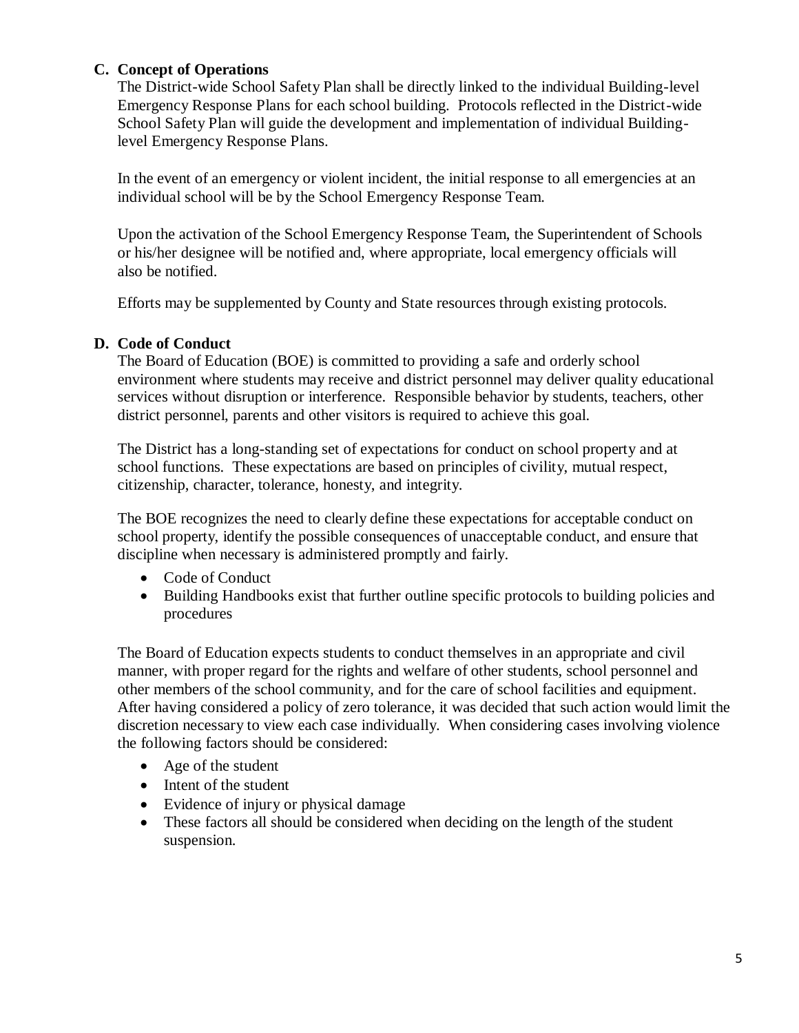### C. Concept of Operations

The District-wide School Safety Plan shall be directly linked to the individual Building-level Emergency Response Plans for each school building. Protocols reflected in the District-wide School Safety Plan will guide the development and implementation of individual Building-level Emergency Response Plans.

In the event of an emergency or violent incident, the initial response to all emergencies at an individual school will be by the School Emergency Response Team.

Upon the activation of the School Emergency Response Team, the Superintendent of Schools or his/her designee will be notified and, where appropriate, local emergency officials will also be notified.

Efforts may be supplemented by County and State resources through existing protocols.

### D. Code of Conduct

The Board of Education (BOE) is committed to providing a safe and orderly school environment where students may receive and district personnel may deliver quality educational services without disruption or interference. Responsible behavior by students, teachers, other district personnel, parents and other visitors is required to achieve this goal.

The District has a long-standing set of expectations for conduct on school property and at school functions. These expectations are based on principles of civility, mutual respect, citizenship, character, tolerance, honesty, and integrity.

The BOE recognizes the need to clearly define these expectations for acceptable conduct on school property, identify the possible consequences of unacceptable conduct, and ensure that discipline when necessary is administered promptly and fairly.

- Code of Conduct
- Building Handbooks exist that further outline specific protocols to building policies and procedures

The Board of Education expects students to conduct themselves in an appropriate and civil manner, with proper regard for the rights and welfare of other students, school personnel and other members of the school community, and for the care of school facilities and equipment. After having considered a policy of zero tolerance, it was decided that such action would limit the discretion necessary to view each case individually. When considering cases involving violence the following factors should be considered:

- Age of the student
- Intent of the student
- Evidence of injury or physical damage
- These factors all should be considered when deciding on the length of the student suspension.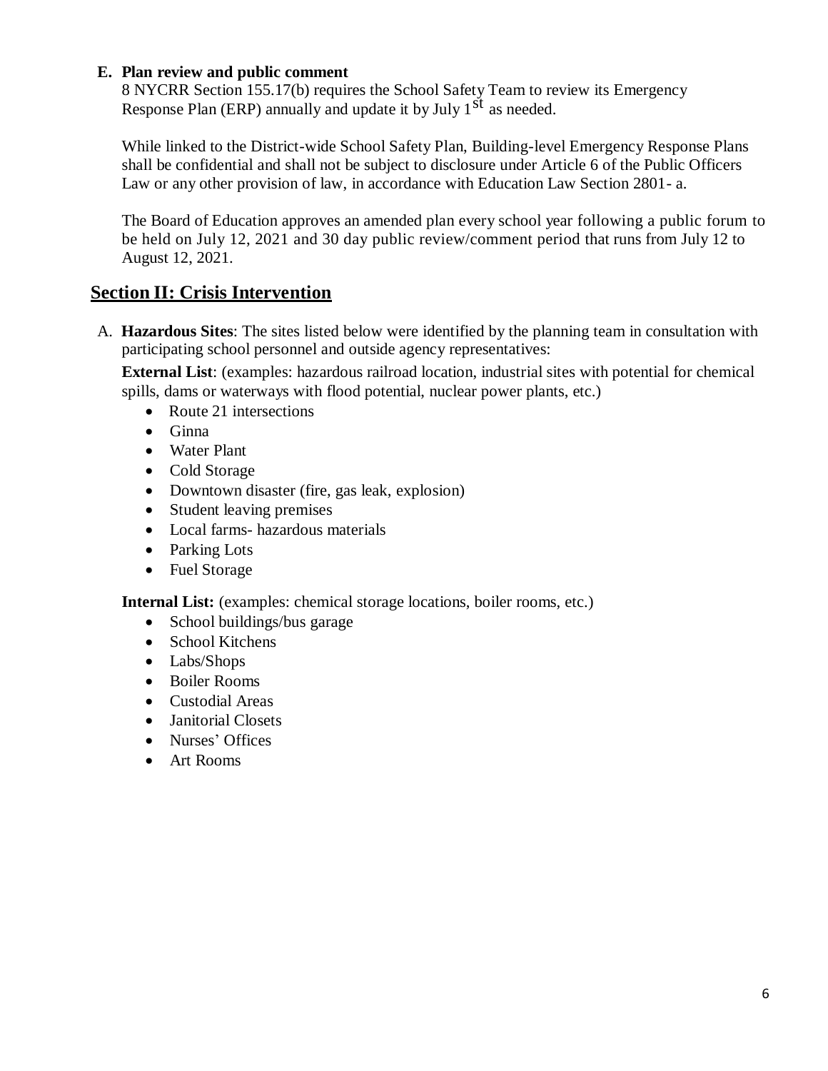**E. Plan review and public comment**

8 NYCRR Section 155.17(b) requires the School Safety Team to review its Emergency Response Plan (ERP) annually and update it by July 1st as needed.

While linked to the District-wide School Safety Plan, Building-level Emergency Response Plans shall be confidential and shall not be subject to disclosure under Article 6 of the Public Officers Law or any other provision of law, in accordance with Education Law Section 2801- a.

The Board of Education approves an amended plan every school year following a public forum to be held on July 12, 2021 and 30 day public review/comment period that runs from July 12 to August 12, 2021.

## Section II: Crisis Intervention

A. **Hazardous Sites**: The sites listed below were identified by the planning team in consultation with participating school personnel and outside agency representatives:

**External List**: (examples: hazardous railroad location, industrial sites with potential for chemical spills, dams or waterways with flood potential, nuclear power plants, etc.)

- Route 21 intersections
- Ginna
- Water Plant
- Cold Storage
- Downtown disaster (fire, gas leak, explosion)
- Student leaving premises
- Local farms- hazardous materials
- Parking Lots
- Fuel Storage

**Internal List:** (examples: chemical storage locations, boiler rooms, etc.)

- School buildings/bus garage
- School Kitchens
- Labs/Shops
- Boiler Rooms
- Custodial Areas
- Janitorial Closets
- Nurses' Offices
- Art Rooms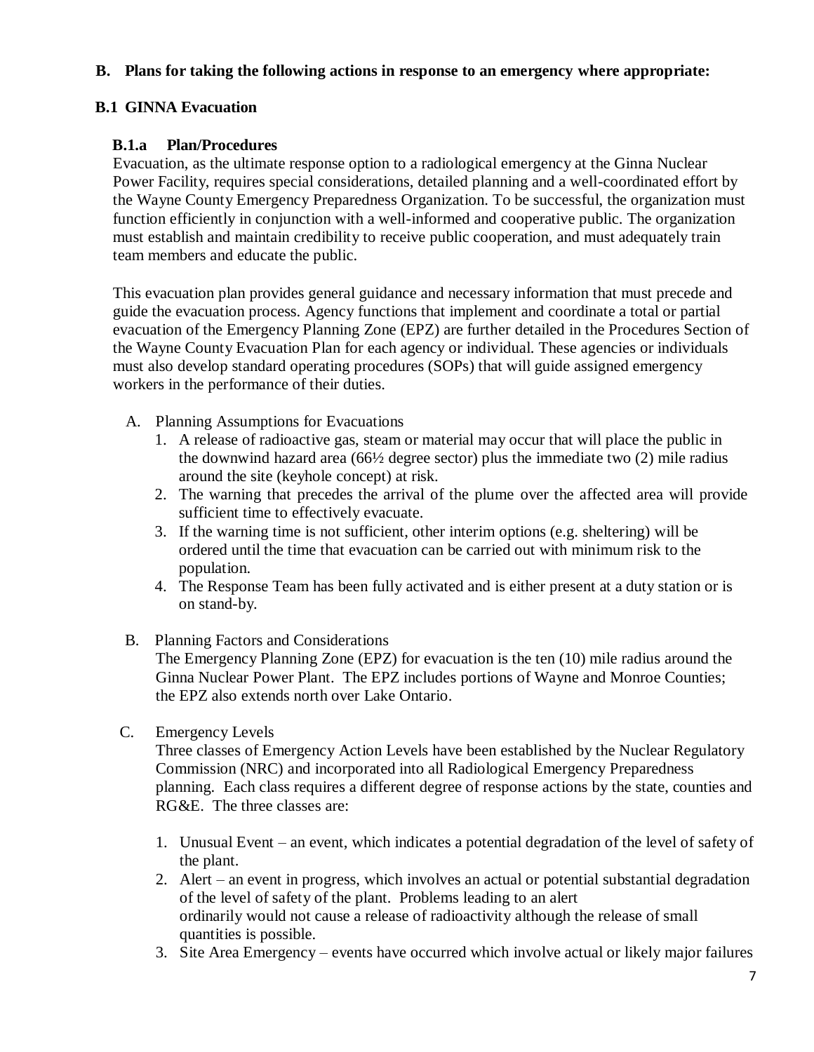**B. Plans for taking the following actions in response to an emergency where appropriate:**

**B.1 GINNA Evacuation**

**B.1.a Plan/Procedures**

Evacuation, as the ultimate response option to a radiological emergency at the Ginna Nuclear Power Facility, requires special considerations, detailed planning and a well-coordinated effort by the Wayne County Emergency Preparedness Organization. To be successful, the organization must function efficiently in conjunction with a well-informed and cooperative public. The organization must establish and maintain credibility to receive public cooperation, and must adequately train team members and educate the public.

This evacuation plan provides general guidance and necessary information that must precede and guide the evacuation process. Agency functions that implement and coordinate a total or partial evacuation of the Emergency Planning Zone (EPZ) are further detailed in the Procedures Section of the Wayne County Evacuation Plan for each agency or individual. These agencies or individuals must also develop standard operating procedures (SOPs) that will guide assigned emergency workers in the performance of their duties.

A. Planning Assumptions for Evacuations
   1. A release of radioactive gas, steam or material may occur that will place the public in the downwind hazard area (66½ degree sector) plus the immediate two (2) mile radius around the site (keyhole concept) at risk.
   2. The warning that precedes the arrival of the plume over the affected area will provide sufficient time to effectively evacuate.
   3. If the warning time is not sufficient, other interim options (e.g. sheltering) will be ordered until the time that evacuation can be carried out with minimum risk to the population.
   4. The Response Team has been fully activated and is either present at a duty station or is on stand-by.

B. Planning Factors and Considerations
   The Emergency Planning Zone (EPZ) for evacuation is the ten (10) mile radius around the Ginna Nuclear Power Plant. The EPZ includes portions of Wayne and Monroe Counties; the EPZ also extends north over Lake Ontario.

C. Emergency Levels
   Three classes of Emergency Action Levels have been established by the Nuclear Regulatory Commission (NRC) and incorporated into all Radiological Emergency Preparedness planning. Each class requires a different degree of response actions by the state, counties and RG&E. The three classes are:

   1. Unusual Event – an event, which indicates a potential degradation of the level of safety of the plant.
   2. Alert – an event in progress, which involves an actual or potential substantial degradation of the level of safety of the plant. Problems leading to an alert ordinarily would not cause a release of radioactivity although the release of small quantities is possible.
   3. Site Area Emergency – events have occurred which involve actual or likely major failures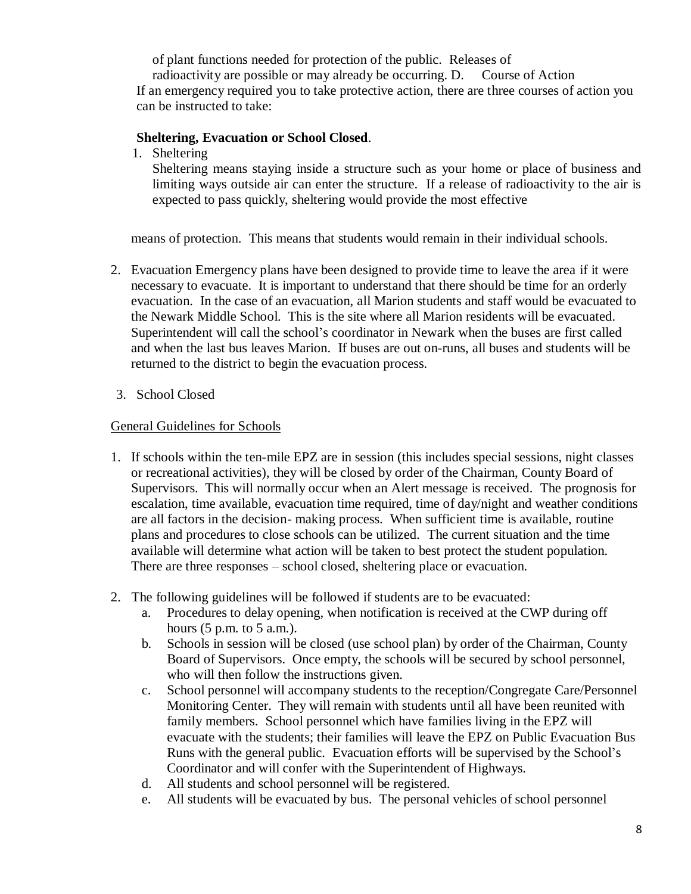of plant functions needed for protection of the public. Releases of radioactivity are possible or may already be occurring.

D. Course of Action

If an emergency required you to take protective action, there are three courses of action you can be instructed to take:

**Sheltering, Evacuation or School Closed**.

1. Sheltering

   Sheltering means staying inside a structure such as your home or place of business and limiting ways outside air can enter the structure. If a release of radioactivity to the air is expected to pass quickly, sheltering would provide the most effective means of protection. This means that students would remain in their individual schools.

2. Evacuation Emergency plans have been designed to provide time to leave the area if it were necessary to evacuate. It is important to understand that there should be time for an orderly evacuation. In the case of an evacuation, all Marion students and staff would be evacuated to the Newark Middle School. This is the site where all Marion residents will be evacuated. Superintendent will call the school's coordinator in Newark when the buses are first called and when the last bus leaves Marion. If buses are out on-runs, all buses and students will be returned to the district to begin the evacuation process.

3. School Closed

<u>General Guidelines for Schools</u>

1. If schools within the ten-mile EPZ are in session (this includes special sessions, night classes or recreational activities), they will be closed by order of the Chairman, County Board of Supervisors. This will normally occur when an Alert message is received. The prognosis for escalation, time available, evacuation time required, time of day/night and weather conditions are all factors in the decision- making process. When sufficient time is available, routine plans and procedures to close schools can be utilized. The current situation and the time available will determine what action will be taken to best protect the student population. There are three responses – school closed, sheltering place or evacuation.

2. The following guidelines will be followed if students are to be evacuated:
   a. Procedures to delay opening, when notification is received at the CWP during off hours (5 p.m. to 5 a.m.).
   b. Schools in session will be closed (use school plan) by order of the Chairman, County Board of Supervisors. Once empty, the schools will be secured by school personnel, who will then follow the instructions given.
   c. School personnel will accompany students to the reception/Congregate Care/Personnel Monitoring Center. They will remain with students until all have been reunited with family members. School personnel which have families living in the EPZ will evacuate with the students; their families will leave the EPZ on Public Evacuation Bus Runs with the general public. Evacuation efforts will be supervised by the School's Coordinator and will confer with the Superintendent of Highways.
   d. All students and school personnel will be registered.
   e. All students will be evacuated by bus. The personal vehicles of school personnel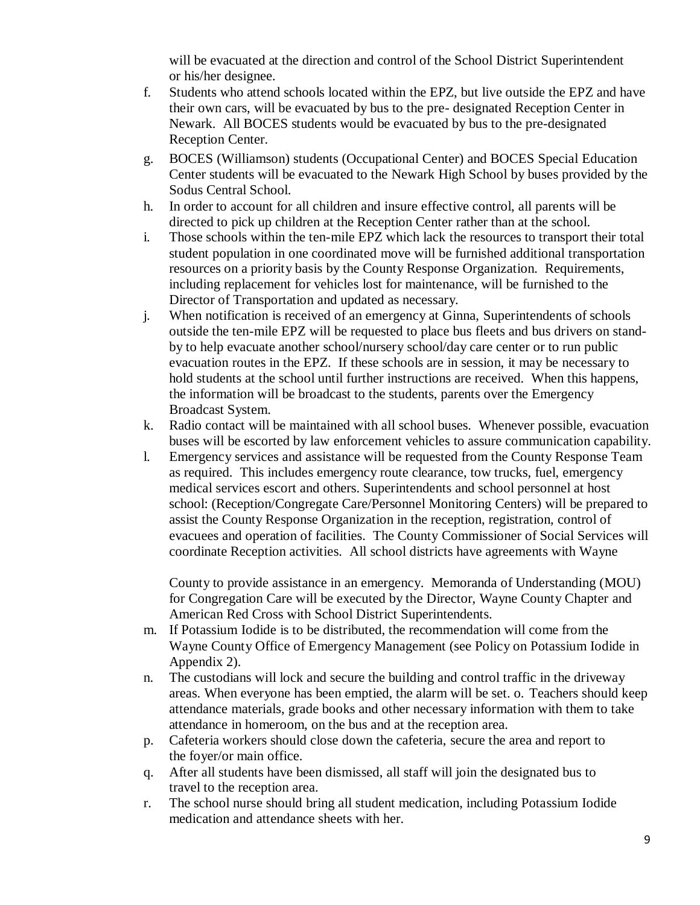will be evacuated at the direction and control of the School District Superintendent or his/her designee.

f. Students who attend schools located within the EPZ, but live outside the EPZ and have their own cars, will be evacuated by bus to the pre- designated Reception Center in Newark. All BOCES students would be evacuated by bus to the pre-designated Reception Center.

g. BOCES (Williamson) students (Occupational Center) and BOCES Special Education Center students will be evacuated to the Newark High School by buses provided by the Sodus Central School.

h. In order to account for all children and insure effective control, all parents will be directed to pick up children at the Reception Center rather than at the school.

i. Those schools within the ten-mile EPZ which lack the resources to transport their total student population in one coordinated move will be furnished additional transportation resources on a priority basis by the County Response Organization. Requirements, including replacement for vehicles lost for maintenance, will be furnished to the Director of Transportation and updated as necessary.

j. When notification is received of an emergency at Ginna, Superintendents of schools outside the ten-mile EPZ will be requested to place bus fleets and bus drivers on stand-by to help evacuate another school/nursery school/day care center or to run public evacuation routes in the EPZ. If these schools are in session, it may be necessary to hold students at the school until further instructions are received. When this happens, the information will be broadcast to the students, parents over the Emergency Broadcast System.

k. Radio contact will be maintained with all school buses. Whenever possible, evacuation buses will be escorted by law enforcement vehicles to assure communication capability.

l. Emergency services and assistance will be requested from the County Response Team as required. This includes emergency route clearance, tow trucks, fuel, emergency medical services escort and others. Superintendents and school personnel at host school: (Reception/Congregate Care/Personnel Monitoring Centers) will be prepared to assist the County Response Organization in the reception, registration, control of evacuees and operation of facilities. The County Commissioner of Social Services will coordinate Reception activities. All school districts have agreements with Wayne

County to provide assistance in an emergency. Memoranda of Understanding (MOU) for Congregation Care will be executed by the Director, Wayne County Chapter and American Red Cross with School District Superintendents.

m. If Potassium Iodide is to be distributed, the recommendation will come from the Wayne County Office of Emergency Management (see Policy on Potassium Iodide in Appendix 2).

n. The custodians will lock and secure the building and control traffic in the driveway areas. When everyone has been emptied, the alarm will be set. o. Teachers should keep attendance materials, grade books and other necessary information with them to take attendance in homeroom, on the bus and at the reception area.

p. Cafeteria workers should close down the cafeteria, secure the area and report to the foyer/or main office.

q. After all students have been dismissed, all staff will join the designated bus to travel to the reception area.

r. The school nurse should bring all student medication, including Potassium Iodide medication and attendance sheets with her.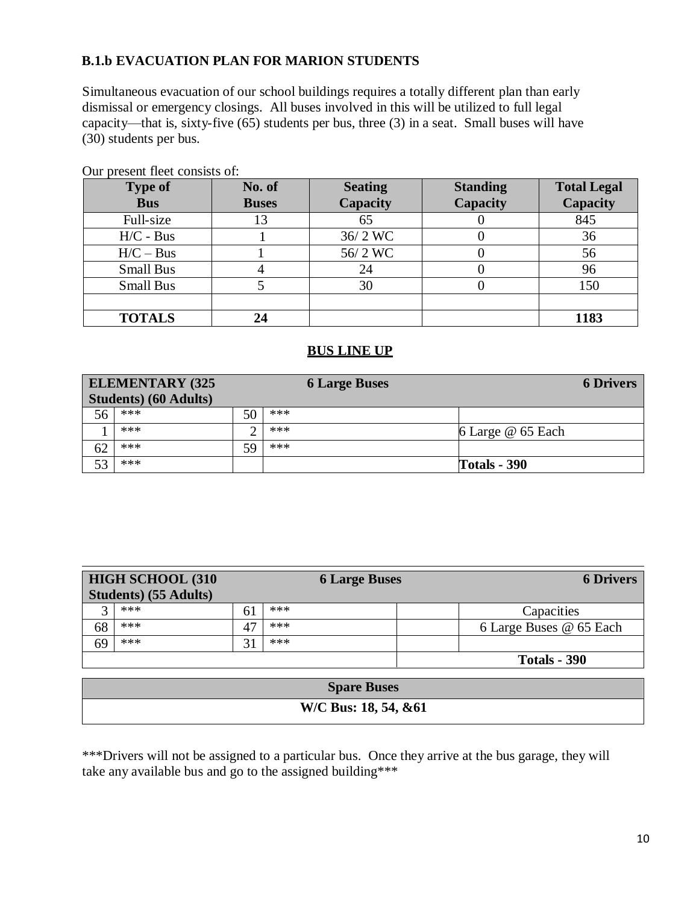**B.1.b EVACUATION PLAN FOR MARION STUDENTS**

Simultaneous evacuation of our school buildings requires a totally different plan than early dismissal or emergency closings. All buses involved in this will be utilized to full legal capacity—that is, sixty-five (65) students per bus, three (3) in a seat. Small buses will have (30) students per bus.

Our present fleet consists of:

| Type of Bus | No. of Buses | Seating Capacity | Standing Capacity | Total Legal Capacity |
|---|---|---|---|---|
| Full-size | 13 | 65 | 0 | 845 |
| H/C - Bus | 1 | 36/ 2 WC | 0 | 36 |
| H/C – Bus | 1 | 56/ 2 WC | 0 | 56 |
| Small Bus | 4 | 24 | 0 | 96 |
| Small Bus | 5 | 30 | 0 | 150 |
| | | | | |
| **TOTALS** | **24** | | | **1183** |

**BUS LINE UP**

| **ELEMENTARY (325 Students) (60 Adults)** | | **6 Large Buses** | | **6 Drivers** |
|---|---|---|---|---|
| 56 | *** | 50 | *** | |
| 1 | *** | 2 | *** | 6 Large @ 65 Each |
| 62 | *** | 59 | *** | |
| 53 | *** | | | **Totals - 390** |

| **HIGH SCHOOL (310 Students) (55 Adults)** | | **6 Large Buses** | | | **6 Drivers** |
|---|---|---|---|---|---|
| 3 | *** | 61 | *** | | Capacities |
| 68 | *** | 47 | *** | | 6 Large Buses @ 65 Each |
| 69 | *** | 31 | *** | | |
| | | | | | **Totals - 390** |

| **Spare Buses** |
|---|
| **W/C Bus: 18, 54, &61** |

***Drivers will not be assigned to a particular bus. Once they arrive at the bus garage, they will take any available bus and go to the assigned building***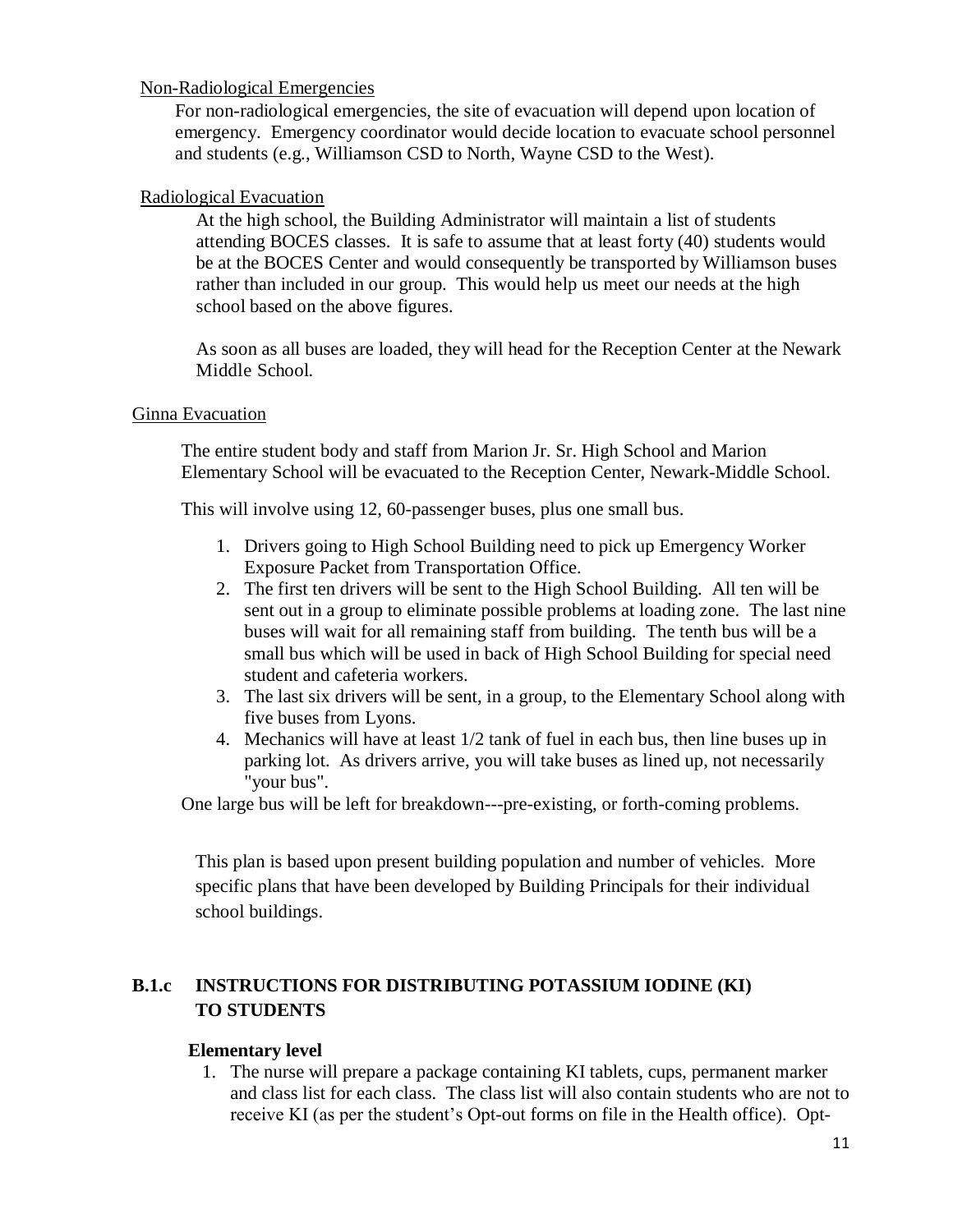Non-Radiological Emergencies

For non-radiological emergencies, the site of evacuation will depend upon location of emergency. Emergency coordinator would decide location to evacuate school personnel and students (e.g., Williamson CSD to North, Wayne CSD to the West).

Radiological Evacuation

At the high school, the Building Administrator will maintain a list of students attending BOCES classes. It is safe to assume that at least forty (40) students would be at the BOCES Center and would consequently be transported by Williamson buses rather than included in our group. This would help us meet our needs at the high school based on the above figures.

As soon as all buses are loaded, they will head for the Reception Center at the Newark Middle School.

Ginna Evacuation

The entire student body and staff from Marion Jr. Sr. High School and Marion Elementary School will be evacuated to the Reception Center, Newark-Middle School.

This will involve using 12, 60-passenger buses, plus one small bus.

1. Drivers going to High School Building need to pick up Emergency Worker Exposure Packet from Transportation Office.
2. The first ten drivers will be sent to the High School Building. All ten will be sent out in a group to eliminate possible problems at loading zone. The last nine buses will wait for all remaining staff from building. The tenth bus will be a small bus which will be used in back of High School Building for special need student and cafeteria workers.
3. The last six drivers will be sent, in a group, to the Elementary School along with five buses from Lyons.
4. Mechanics will have at least 1/2 tank of fuel in each bus, then line buses up in parking lot. As drivers arrive, you will take buses as lined up, not necessarily "your bus".

One large bus will be left for breakdown---pre-existing, or forth-coming problems.

This plan is based upon present building population and number of vehicles. More specific plans that have been developed by Building Principals for their individual school buildings.

## B.1.c INSTRUCTIONS FOR DISTRIBUTING POTASSIUM IODINE (KI) TO STUDENTS

**Elementary level**

1. The nurse will prepare a package containing KI tablets, cups, permanent marker and class list for each class. The class list will also contain students who are not to receive KI (as per the student's Opt-out forms on file in the Health office). Opt-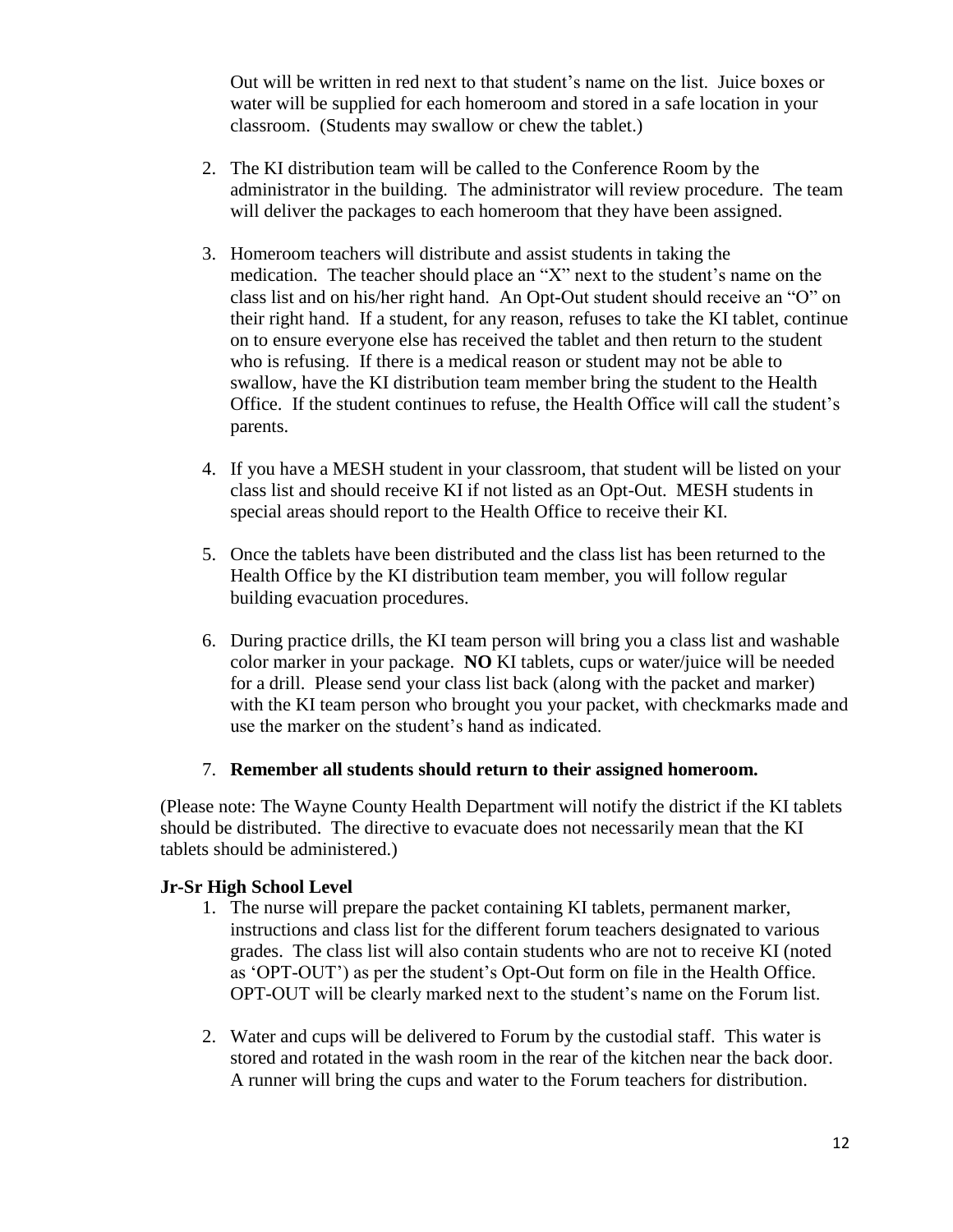Out will be written in red next to that student's name on the list. Juice boxes or water will be supplied for each homeroom and stored in a safe location in your classroom. (Students may swallow or chew the tablet.)

2. The KI distribution team will be called to the Conference Room by the administrator in the building. The administrator will review procedure. The team will deliver the packages to each homeroom that they have been assigned.

3. Homeroom teachers will distribute and assist students in taking the medication. The teacher should place an "X" next to the student's name on the class list and on his/her right hand. An Opt-Out student should receive an "O" on their right hand. If a student, for any reason, refuses to take the KI tablet, continue on to ensure everyone else has received the tablet and then return to the student who is refusing. If there is a medical reason or student may not be able to swallow, have the KI distribution team member bring the student to the Health Office. If the student continues to refuse, the Health Office will call the student's parents.

4. If you have a MESH student in your classroom, that student will be listed on your class list and should receive KI if not listed as an Opt-Out. MESH students in special areas should report to the Health Office to receive their KI.

5. Once the tablets have been distributed and the class list has been returned to the Health Office by the KI distribution team member, you will follow regular building evacuation procedures.

6. During practice drills, the KI team person will bring you a class list and washable color marker in your package. **NO** KI tablets, cups or water/juice will be needed for a drill. Please send your class list back (along with the packet and marker) with the KI team person who brought you your packet, with checkmarks made and use the marker on the student's hand as indicated.

7. **Remember all students should return to their assigned homeroom.**

(Please note: The Wayne County Health Department will notify the district if the KI tablets should be distributed. The directive to evacuate does not necessarily mean that the KI tablets should be administered.)

**Jr-Sr High School Level**

1. The nurse will prepare the packet containing KI tablets, permanent marker, instructions and class list for the different forum teachers designated to various grades. The class list will also contain students who are not to receive KI (noted as 'OPT-OUT') as per the student's Opt-Out form on file in the Health Office. OPT-OUT will be clearly marked next to the student's name on the Forum list.

2. Water and cups will be delivered to Forum by the custodial staff. This water is stored and rotated in the wash room in the rear of the kitchen near the back door. A runner will bring the cups and water to the Forum teachers for distribution.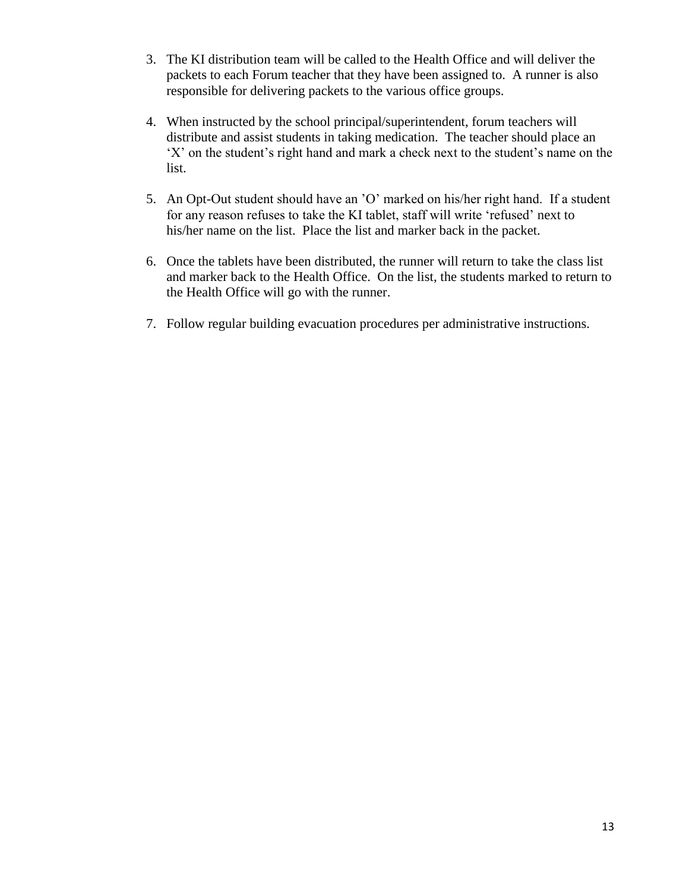3. The KI distribution team will be called to the Health Office and will deliver the packets to each Forum teacher that they have been assigned to. A runner is also responsible for delivering packets to the various office groups.

4. When instructed by the school principal/superintendent, forum teachers will distribute and assist students in taking medication. The teacher should place an 'X' on the student's right hand and mark a check next to the student's name on the list.

5. An Opt-Out student should have an 'O' marked on his/her right hand. If a student for any reason refuses to take the KI tablet, staff will write 'refused' next to his/her name on the list. Place the list and marker back in the packet.

6. Once the tablets have been distributed, the runner will return to take the class list and marker back to the Health Office. On the list, the students marked to return to the Health Office will go with the runner.

7. Follow regular building evacuation procedures per administrative instructions.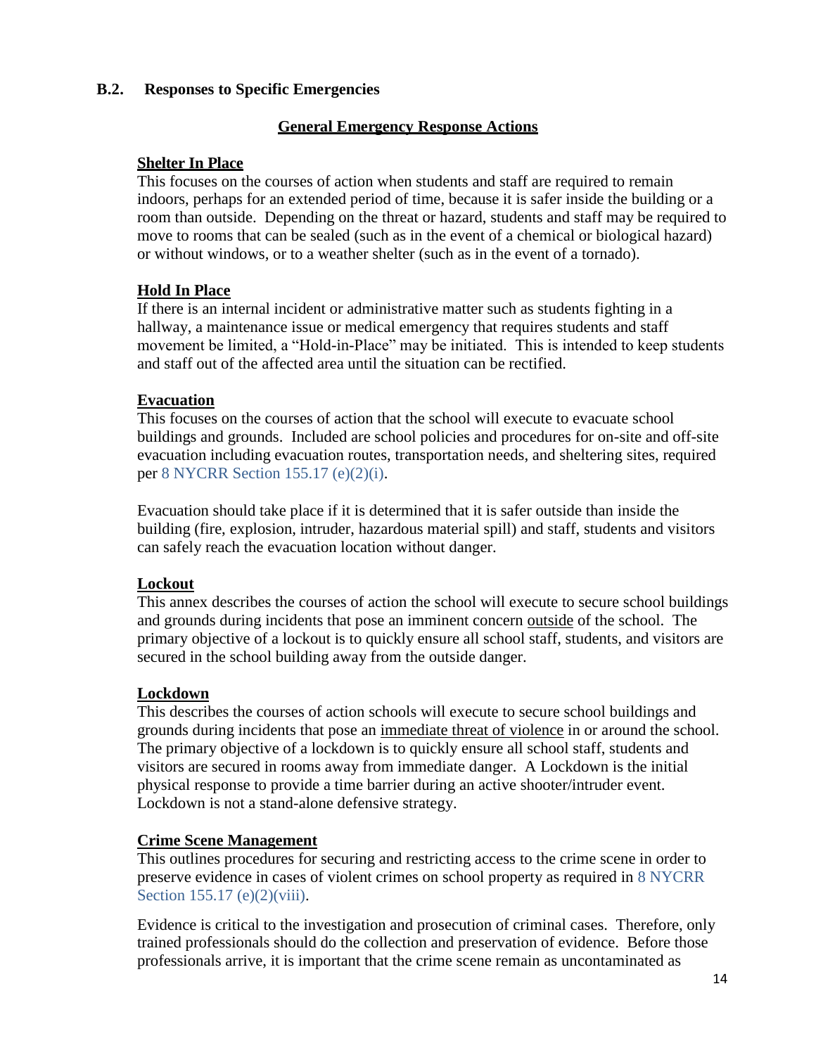## B.2. Responses to Specific Emergencies

### General Emergency Response Actions

**Shelter In Place**

This focuses on the courses of action when students and staff are required to remain indoors, perhaps for an extended period of time, because it is safer inside the building or a room than outside. Depending on the threat or hazard, students and staff may be required to move to rooms that can be sealed (such as in the event of a chemical or biological hazard) or without windows, or to a weather shelter (such as in the event of a tornado).

**Hold In Place**

If there is an internal incident or administrative matter such as students fighting in a hallway, a maintenance issue or medical emergency that requires students and staff movement be limited, a "Hold-in-Place" may be initiated. This is intended to keep students and staff out of the affected area until the situation can be rectified.

**Evacuation**

This focuses on the courses of action that the school will execute to evacuate school buildings and grounds. Included are school policies and procedures for on-site and off-site evacuation including evacuation routes, transportation needs, and sheltering sites, required per 8 NYCRR Section 155.17 (e)(2)(i).

Evacuation should take place if it is determined that it is safer outside than inside the building (fire, explosion, intruder, hazardous material spill) and staff, students and visitors can safely reach the evacuation location without danger.

**Lockout**

This annex describes the courses of action the school will execute to secure school buildings and grounds during incidents that pose an imminent concern outside of the school. The primary objective of a lockout is to quickly ensure all school staff, students, and visitors are secured in the school building away from the outside danger.

**Lockdown**

This describes the courses of action schools will execute to secure school buildings and grounds during incidents that pose an immediate threat of violence in or around the school. The primary objective of a lockdown is to quickly ensure all school staff, students and visitors are secured in rooms away from immediate danger. A Lockdown is the initial physical response to provide a time barrier during an active shooter/intruder event. Lockdown is not a stand-alone defensive strategy.

**Crime Scene Management**

This outlines procedures for securing and restricting access to the crime scene in order to preserve evidence in cases of violent crimes on school property as required in 8 NYCRR Section 155.17 (e)(2)(viii).

Evidence is critical to the investigation and prosecution of criminal cases. Therefore, only trained professionals should do the collection and preservation of evidence. Before those professionals arrive, it is important that the crime scene remain as uncontaminated as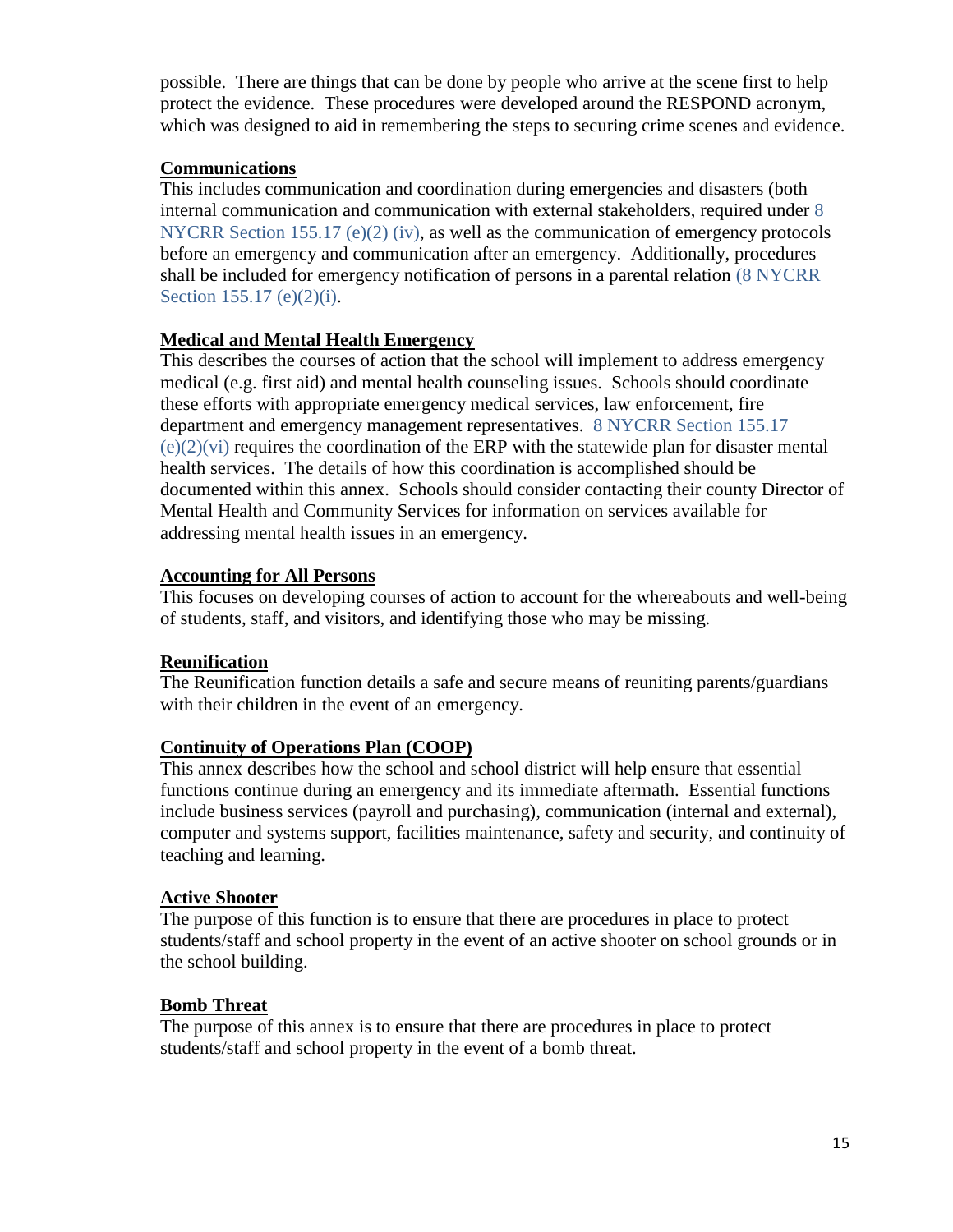possible. There are things that can be done by people who arrive at the scene first to help protect the evidence. These procedures were developed around the RESPOND acronym, which was designed to aid in remembering the steps to securing crime scenes and evidence.

**Communications**

This includes communication and coordination during emergencies and disasters (both internal communication and communication with external stakeholders, required under 8 NYCRR Section 155.17 (e)(2) (iv), as well as the communication of emergency protocols before an emergency and communication after an emergency. Additionally, procedures shall be included for emergency notification of persons in a parental relation (8 NYCRR Section 155.17 (e)(2)(i).

**Medical and Mental Health Emergency**

This describes the courses of action that the school will implement to address emergency medical (e.g. first aid) and mental health counseling issues. Schools should coordinate these efforts with appropriate emergency medical services, law enforcement, fire department and emergency management representatives. 8 NYCRR Section 155.17 (e)(2)(vi) requires the coordination of the ERP with the statewide plan for disaster mental health services. The details of how this coordination is accomplished should be documented within this annex. Schools should consider contacting their county Director of Mental Health and Community Services for information on services available for addressing mental health issues in an emergency.

**Accounting for All Persons**

This focuses on developing courses of action to account for the whereabouts and well-being of students, staff, and visitors, and identifying those who may be missing.

**Reunification**

The Reunification function details a safe and secure means of reuniting parents/guardians with their children in the event of an emergency.

**Continuity of Operations Plan (COOP)**

This annex describes how the school and school district will help ensure that essential functions continue during an emergency and its immediate aftermath. Essential functions include business services (payroll and purchasing), communication (internal and external), computer and systems support, facilities maintenance, safety and security, and continuity of teaching and learning.

**Active Shooter**

The purpose of this function is to ensure that there are procedures in place to protect students/staff and school property in the event of an active shooter on school grounds or in the school building.

**Bomb Threat**

The purpose of this annex is to ensure that there are procedures in place to protect students/staff and school property in the event of a bomb threat.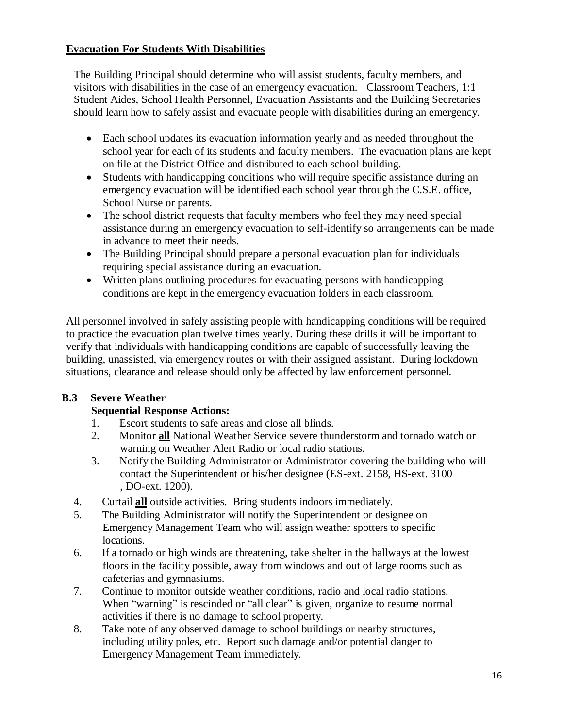## Evacuation For Students With Disabilities

The Building Principal should determine who will assist students, faculty members, and visitors with disabilities in the case of an emergency evacuation. Classroom Teachers, 1:1 Student Aides, School Health Personnel, Evacuation Assistants and the Building Secretaries should learn how to safely assist and evacuate people with disabilities during an emergency.

- Each school updates its evacuation information yearly and as needed throughout the school year for each of its students and faculty members. The evacuation plans are kept on file at the District Office and distributed to each school building.
- Students with handicapping conditions who will require specific assistance during an emergency evacuation will be identified each school year through the C.S.E. office, School Nurse or parents.
- The school district requests that faculty members who feel they may need special assistance during an emergency evacuation to self-identify so arrangements can be made in advance to meet their needs.
- The Building Principal should prepare a personal evacuation plan for individuals requiring special assistance during an evacuation.
- Written plans outlining procedures for evacuating persons with handicapping conditions are kept in the emergency evacuation folders in each classroom.

All personnel involved in safely assisting people with handicapping conditions will be required to practice the evacuation plan twelve times yearly. During these drills it will be important to verify that individuals with handicapping conditions are capable of successfully leaving the building, unassisted, via emergency routes or with their assigned assistant. During lockdown situations, clearance and release should only be affected by law enforcement personnel.

## B.3 Severe Weather

**Sequential Response Actions:**

1. Escort students to safe areas and close all blinds.
2. Monitor **all** National Weather Service severe thunderstorm and tornado watch or warning on Weather Alert Radio or local radio stations.
3. Notify the Building Administrator or Administrator covering the building who will contact the Superintendent or his/her designee (ES-ext. 2158, HS-ext. 3100 , DO-ext. 1200).
4. Curtail **all** outside activities. Bring students indoors immediately.
5. The Building Administrator will notify the Superintendent or designee on Emergency Management Team who will assign weather spotters to specific locations.
6. If a tornado or high winds are threatening, take shelter in the hallways at the lowest floors in the facility possible, away from windows and out of large rooms such as cafeterias and gymnasiums.
7. Continue to monitor outside weather conditions, radio and local radio stations. When "warning" is rescinded or "all clear" is given, organize to resume normal activities if there is no damage to school property.
8. Take note of any observed damage to school buildings or nearby structures, including utility poles, etc. Report such damage and/or potential danger to Emergency Management Team immediately.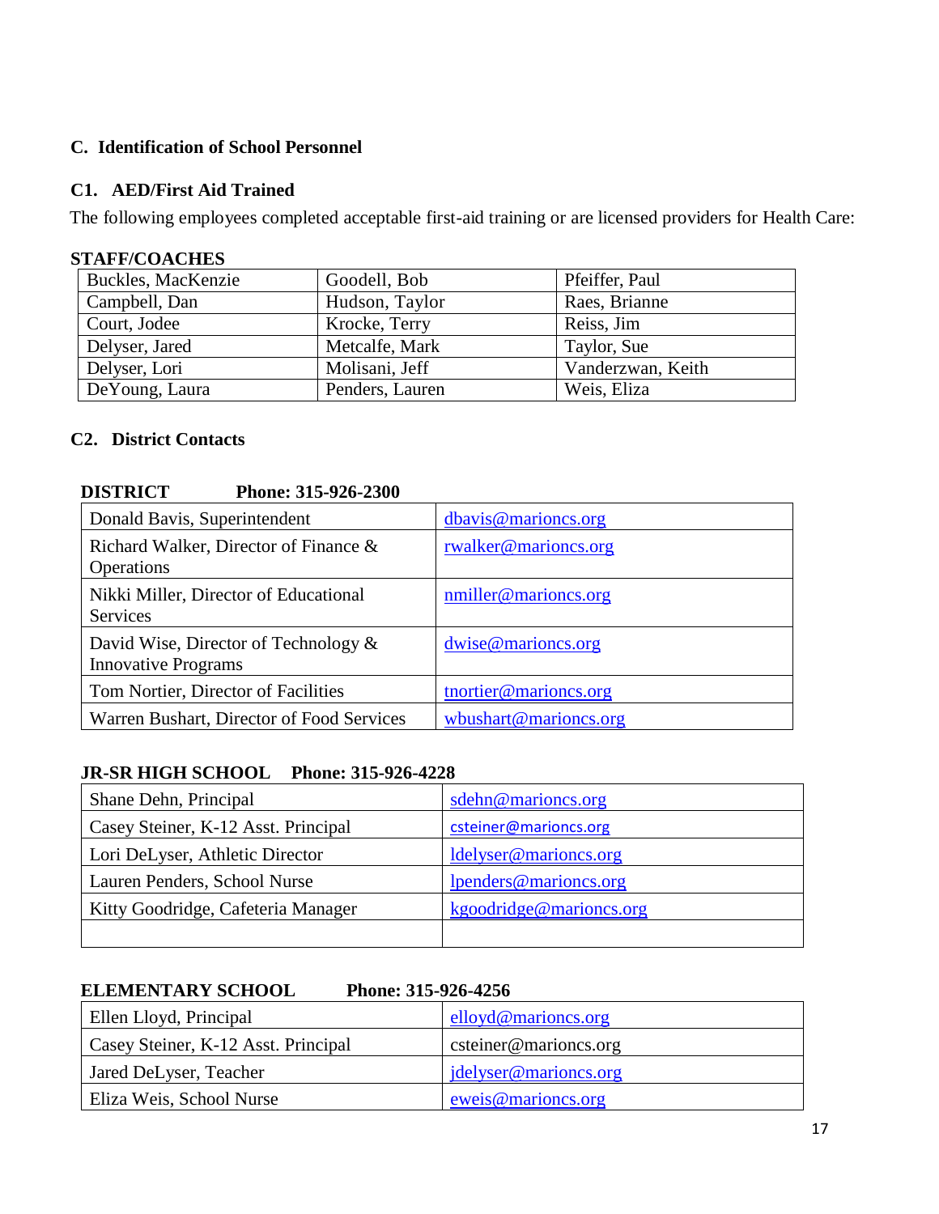## C. Identification of School Personnel

### C1. AED/First Aid Trained

The following employees completed acceptable first-aid training or are licensed providers for Health Care:

**STAFF/COACHES**

| | | |
|---|---|---|
| Buckles, MacKenzie | Goodell, Bob | Pfeiffer, Paul |
| Campbell, Dan | Hudson, Taylor | Raes, Brianne |
| Court, Jodee | Krocke, Terry | Reiss, Jim |
| Delyser, Jared | Metcalfe, Mark | Taylor, Sue |
| Delyser, Lori | Molisani, Jeff | Vanderzwan, Keith |
| DeYoung, Laura | Penders, Lauren | Weis, Eliza |

### C2. District Contacts

**DISTRICT Phone: 315-926-2300**

| | |
|---|---|
| Donald Bavis, Superintendent | dbavis@marioncs.org |
| Richard Walker, Director of Finance & Operations | rwalker@marioncs.org |
| Nikki Miller, Director of Educational Services | nmiller@marioncs.org |
| David Wise, Director of Technology & Innovative Programs | dwise@marioncs.org |
| Tom Nortier, Director of Facilities | tnortier@marioncs.org |
| Warren Bushart, Director of Food Services | wbushart@marioncs.org |

**JR-SR HIGH SCHOOL Phone: 315-926-4228**

| | |
|---|---|
| Shane Dehn, Principal | sdehn@marioncs.org |
| Casey Steiner, K-12 Asst. Principal | csteiner@marioncs.org |
| Lori DeLyser, Athletic Director | ldelyser@marioncs.org |
| Lauren Penders, School Nurse | lpenders@marioncs.org |
| Kitty Goodridge, Cafeteria Manager | kgoodridge@marioncs.org |
| | |

**ELEMENTARY SCHOOL Phone: 315-926-4256**

| | |
|---|---|
| Ellen Lloyd, Principal | elloyd@marioncs.org |
| Casey Steiner, K-12 Asst. Principal | csteiner@marioncs.org |
| Jared DeLyser, Teacher | jdelyser@marioncs.org |
| Eliza Weis, School Nurse | eweis@marioncs.org |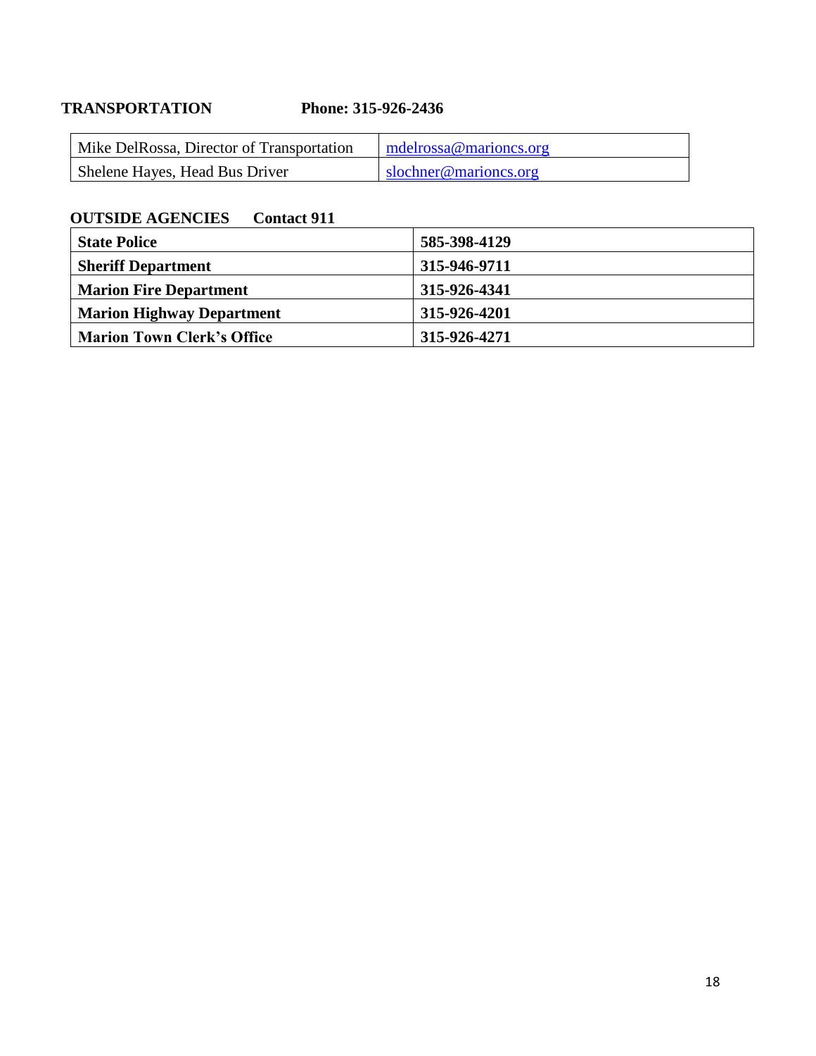**TRANSPORTATION Phone: 315-926-2436**

| | |
|---|---|
| Mike DelRossa, Director of Transportation | mdelrossa@marioncs.org |
| Shelene Hayes, Head Bus Driver | slochner@marioncs.org |

**OUTSIDE AGENCIES Contact 911**

| | |
|---|---|
| **State Police** | **585-398-4129** |
| **Sheriff Department** | **315-946-9711** |
| **Marion Fire Department** | **315-926-4341** |
| **Marion Highway Department** | **315-926-4201** |
| **Marion Town Clerk's Office** | **315-926-4271** |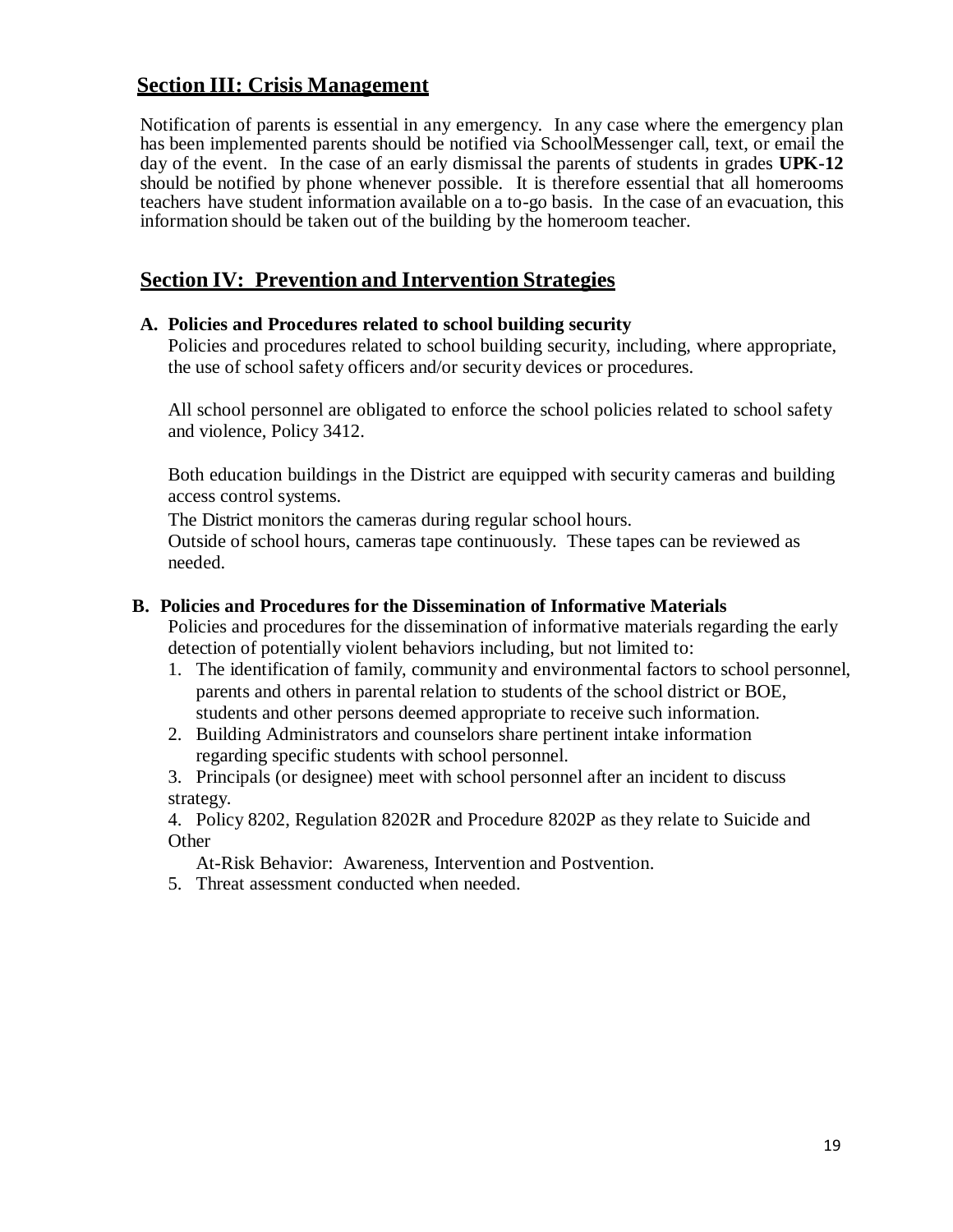## Section III: Crisis Management

Notification of parents is essential in any emergency. In any case where the emergency plan has been implemented parents should be notified via SchoolMessenger call, text, or email the day of the event. In the case of an early dismissal the parents of students in grades **UPK-12** should be notified by phone whenever possible. It is therefore essential that all homerooms teachers have student information available on a to-go basis. In the case of an evacuation, this information should be taken out of the building by the homeroom teacher.

## Section IV: Prevention and Intervention Strategies

**A. Policies and Procedures related to school building security**

Policies and procedures related to school building security, including, where appropriate, the use of school safety officers and/or security devices or procedures.

All school personnel are obligated to enforce the school policies related to school safety and violence, Policy 3412.

Both education buildings in the District are equipped with security cameras and building access control systems.

The District monitors the cameras during regular school hours.
Outside of school hours, cameras tape continuously. These tapes can be reviewed as needed.

**B. Policies and Procedures for the Dissemination of Informative Materials**

Policies and procedures for the dissemination of informative materials regarding the early detection of potentially violent behaviors including, but not limited to:

1. The identification of family, community and environmental factors to school personnel, parents and others in parental relation to students of the school district or BOE, students and other persons deemed appropriate to receive such information.
2. Building Administrators and counselors share pertinent intake information regarding specific students with school personnel.
3. Principals (or designee) meet with school personnel after an incident to discuss strategy.
4. Policy 8202, Regulation 8202R and Procedure 8202P as they relate to Suicide and Other At-Risk Behavior: Awareness, Intervention and Postvention.
5. Threat assessment conducted when needed.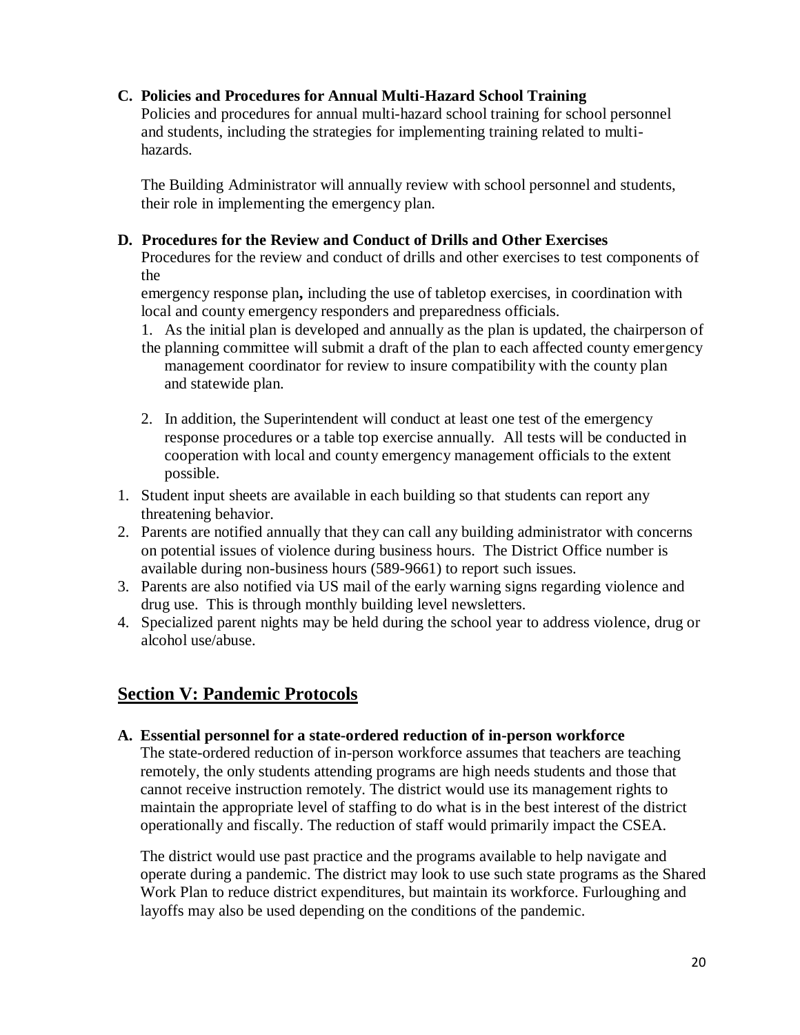**C. Policies and Procedures for Annual Multi-Hazard School Training**

Policies and procedures for annual multi-hazard school training for school personnel and students, including the strategies for implementing training related to multi-hazards.

The Building Administrator will annually review with school personnel and students, their role in implementing the emergency plan.

**D. Procedures for the Review and Conduct of Drills and Other Exercises**

Procedures for the review and conduct of drills and other exercises to test components of the emergency response plan**,** including the use of tabletop exercises, in coordination with local and county emergency responders and preparedness officials.

1. As the initial plan is developed and annually as the plan is updated, the chairperson of the planning committee will submit a draft of the plan to each affected county emergency management coordinator for review to insure compatibility with the county plan and statewide plan.
2. In addition, the Superintendent will conduct at least one test of the emergency response procedures or a table top exercise annually. All tests will be conducted in cooperation with local and county emergency management officials to the extent possible.

1. Student input sheets are available in each building so that students can report any threatening behavior.
2. Parents are notified annually that they can call any building administrator with concerns on potential issues of violence during business hours. The District Office number is available during non-business hours (589-9661) to report such issues.
3. Parents are also notified via US mail of the early warning signs regarding violence and drug use. This is through monthly building level newsletters.
4. Specialized parent nights may be held during the school year to address violence, drug or alcohol use/abuse.

## Section V: Pandemic Protocols

**A. Essential personnel for a state-ordered reduction of in-person workforce**

The state-ordered reduction of in-person workforce assumes that teachers are teaching remotely, the only students attending programs are high needs students and those that cannot receive instruction remotely. The district would use its management rights to maintain the appropriate level of staffing to do what is in the best interest of the district operationally and fiscally. The reduction of staff would primarily impact the CSEA.

The district would use past practice and the programs available to help navigate and operate during a pandemic. The district may look to use such state programs as the Shared Work Plan to reduce district expenditures, but maintain its workforce. Furloughing and layoffs may also be used depending on the conditions of the pandemic.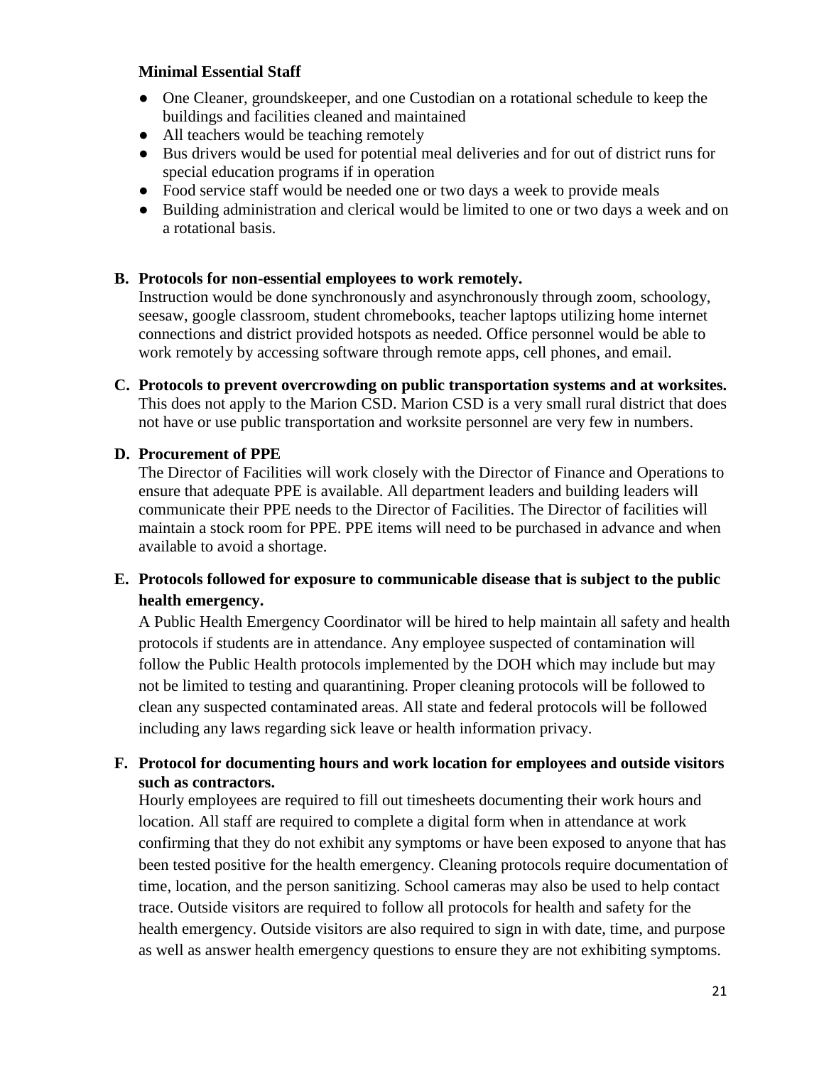**Minimal Essential Staff**

- One Cleaner, groundskeeper, and one Custodian on a rotational schedule to keep the buildings and facilities cleaned and maintained
- All teachers would be teaching remotely
- Bus drivers would be used for potential meal deliveries and for out of district runs for special education programs if in operation
- Food service staff would be needed one or two days a week to provide meals
- Building administration and clerical would be limited to one or two days a week and on a rotational basis.

**B. Protocols for non-essential employees to work remotely.**

Instruction would be done synchronously and asynchronously through zoom, schoology, seesaw, google classroom, student chromebooks, teacher laptops utilizing home internet connections and district provided hotspots as needed. Office personnel would be able to work remotely by accessing software through remote apps, cell phones, and email.

**C. Protocols to prevent overcrowding on public transportation systems and at worksites.**

This does not apply to the Marion CSD. Marion CSD is a very small rural district that does not have or use public transportation and worksite personnel are very few in numbers.

**D. Procurement of PPE**

The Director of Facilities will work closely with the Director of Finance and Operations to ensure that adequate PPE is available. All department leaders and building leaders will communicate their PPE needs to the Director of Facilities. The Director of facilities will maintain a stock room for PPE. PPE items will need to be purchased in advance and when available to avoid a shortage.

**E. Protocols followed for exposure to communicable disease that is subject to the public health emergency.**

A Public Health Emergency Coordinator will be hired to help maintain all safety and health protocols if students are in attendance. Any employee suspected of contamination will follow the Public Health protocols implemented by the DOH which may include but may not be limited to testing and quarantining. Proper cleaning protocols will be followed to clean any suspected contaminated areas. All state and federal protocols will be followed including any laws regarding sick leave or health information privacy.

**F. Protocol for documenting hours and work location for employees and outside visitors such as contractors.**

Hourly employees are required to fill out timesheets documenting their work hours and location. All staff are required to complete a digital form when in attendance at work confirming that they do not exhibit any symptoms or have been exposed to anyone that has been tested positive for the health emergency. Cleaning protocols require documentation of time, location, and the person sanitizing. School cameras may also be used to help contact trace. Outside visitors are required to follow all protocols for health and safety for the health emergency. Outside visitors are also required to sign in with date, time, and purpose as well as answer health emergency questions to ensure they are not exhibiting symptoms.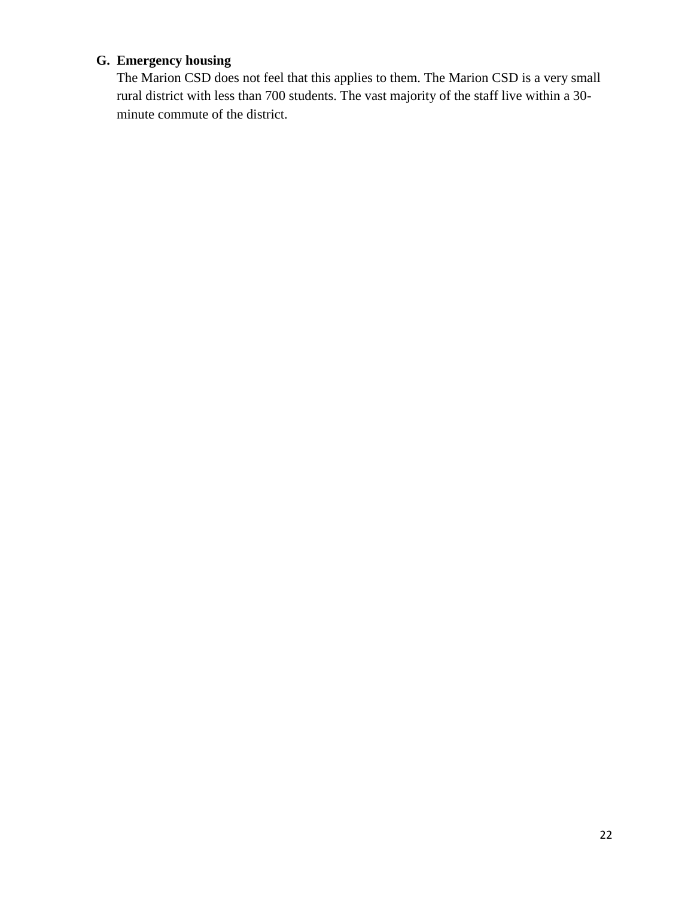**G. Emergency housing**

The Marion CSD does not feel that this applies to them. The Marion CSD is a very small rural district with less than 700 students. The vast majority of the staff live within a 30-minute commute of the district.